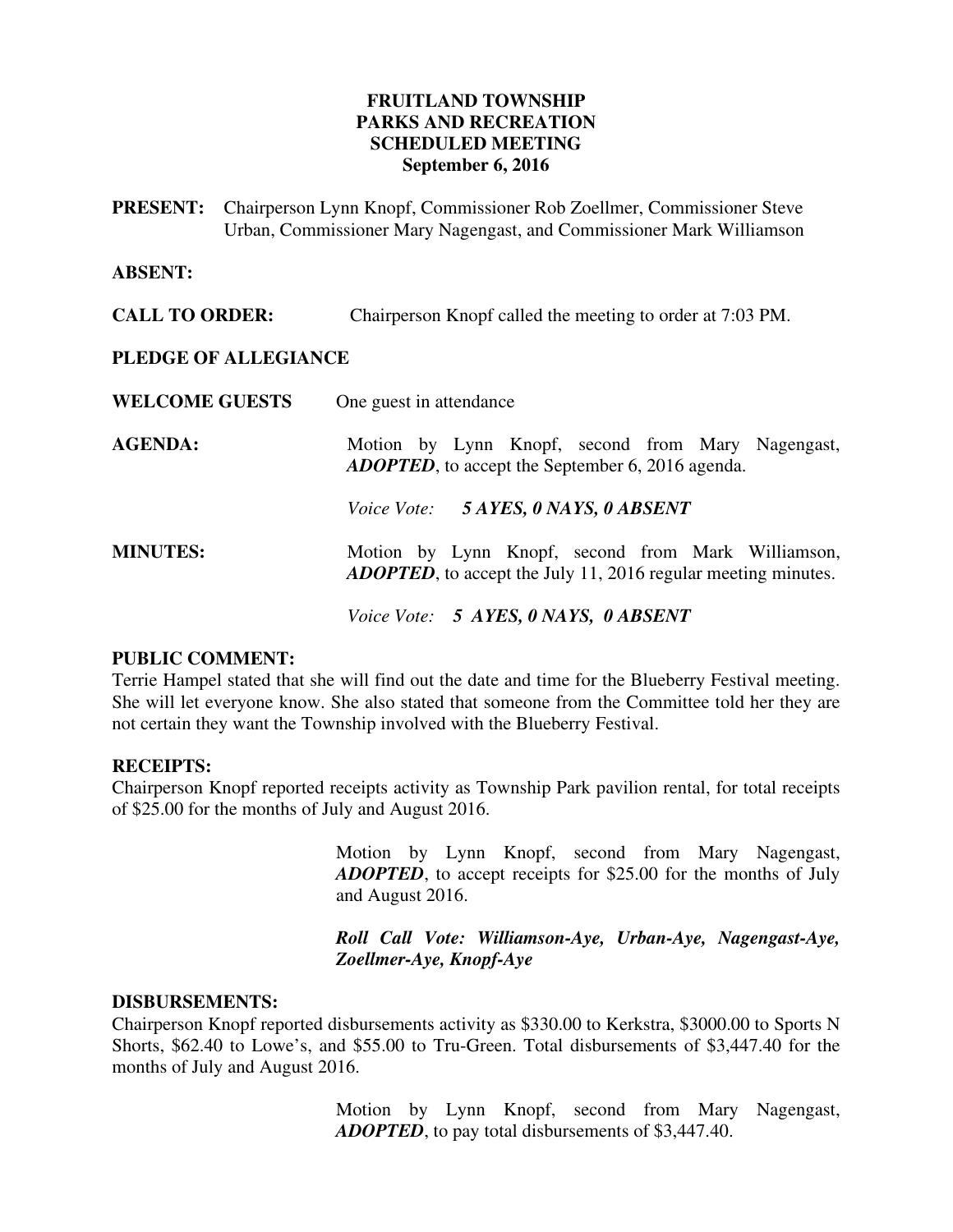# FRUITLAND TOWNSHIP
## PARKS AND RECREATION
## SCHEDULED MEETING
## September 6, 2016

**PRESENT:** Chairperson Lynn Knopf, Commissioner Rob Zoellmer, Commissioner Steve Urban, Commissioner Mary Nagengast, and Commissioner Mark Williamson

**ABSENT:**

**CALL TO ORDER:** Chairperson Knopf called the meeting to order at 7:03 PM.

**PLEDGE OF ALLEGIANCE**

**WELCOME GUESTS** One guest in attendance

**AGENDA:** Motion by Lynn Knopf, second from Mary Nagengast, ***ADOPTED***, to accept the September 6, 2016 agenda.

*Voice Vote:* ***5 AYES, 0 NAYS, 0 ABSENT***

**MINUTES:** Motion by Lynn Knopf, second from Mark Williamson, ***ADOPTED***, to accept the July 11, 2016 regular meeting minutes.

*Voice Vote:* ***5 AYES, 0 NAYS, 0 ABSENT***

**PUBLIC COMMENT:**

Terrie Hampel stated that she will find out the date and time for the Blueberry Festival meeting. She will let everyone know. She also stated that someone from the Committee told her they are not certain they want the Township involved with the Blueberry Festival.

**RECEIPTS:**

Chairperson Knopf reported receipts activity as Township Park pavilion rental, for total receipts of $25.00 for the months of July and August 2016.

Motion by Lynn Knopf, second from Mary Nagengast, ***ADOPTED***, to accept receipts for $25.00 for the months of July and August 2016.

***Roll Call Vote: Williamson-Aye, Urban-Aye, Nagengast-Aye, Zoellmer-Aye, Knopf-Aye***

**DISBURSEMENTS:**

Chairperson Knopf reported disbursements activity as $330.00 to Kerkstra, $3000.00 to Sports N Shorts, $62.40 to Lowe's, and $55.00 to Tru-Green. Total disbursements of $3,447.40 for the months of July and August 2016.

Motion by Lynn Knopf, second from Mary Nagengast, ***ADOPTED***, to pay total disbursements of $3,447.40.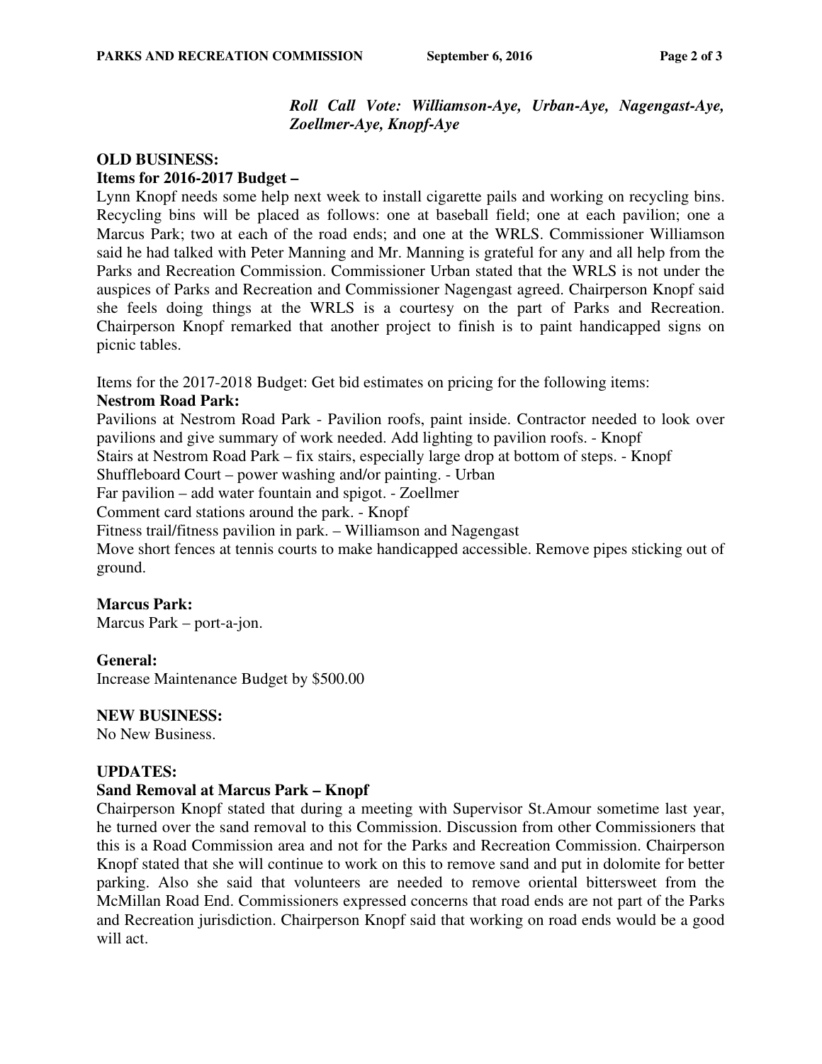*Roll Call Vote: Williamson-Aye, Urban-Aye, Nagengast-Aye, Zoellmer-Aye, Knopf-Aye*

**OLD BUSINESS:**

**Items for 2016-2017 Budget –**

Lynn Knopf needs some help next week to install cigarette pails and working on recycling bins. Recycling bins will be placed as follows: one at baseball field; one at each pavilion; one a Marcus Park; two at each of the road ends; and one at the WRLS. Commissioner Williamson said he had talked with Peter Manning and Mr. Manning is grateful for any and all help from the Parks and Recreation Commission. Commissioner Urban stated that the WRLS is not under the auspices of Parks and Recreation and Commissioner Nagengast agreed. Chairperson Knopf said she feels doing things at the WRLS is a courtesy on the part of Parks and Recreation. Chairperson Knopf remarked that another project to finish is to paint handicapped signs on picnic tables.

Items for the 2017-2018 Budget: Get bid estimates on pricing for the following items:

**Nestrom Road Park:**

Pavilions at Nestrom Road Park - Pavilion roofs, paint inside. Contractor needed to look over pavilions and give summary of work needed. Add lighting to pavilion roofs. - Knopf

Stairs at Nestrom Road Park – fix stairs, especially large drop at bottom of steps. - Knopf

Shuffleboard Court – power washing and/or painting. - Urban

Far pavilion – add water fountain and spigot. - Zoellmer

Comment card stations around the park. - Knopf

Fitness trail/fitness pavilion in park. – Williamson and Nagengast

Move short fences at tennis courts to make handicapped accessible. Remove pipes sticking out of ground.

**Marcus Park:**

Marcus Park – port-a-jon.

**General:**

Increase Maintenance Budget by $500.00

**NEW BUSINESS:**

No New Business.

**UPDATES:**

**Sand Removal at Marcus Park – Knopf**

Chairperson Knopf stated that during a meeting with Supervisor St.Amour sometime last year, he turned over the sand removal to this Commission. Discussion from other Commissioners that this is a Road Commission area and not for the Parks and Recreation Commission. Chairperson Knopf stated that she will continue to work on this to remove sand and put in dolomite for better parking. Also she said that volunteers are needed to remove oriental bittersweet from the McMillan Road End. Commissioners expressed concerns that road ends are not part of the Parks and Recreation jurisdiction. Chairperson Knopf said that working on road ends would be a good will act.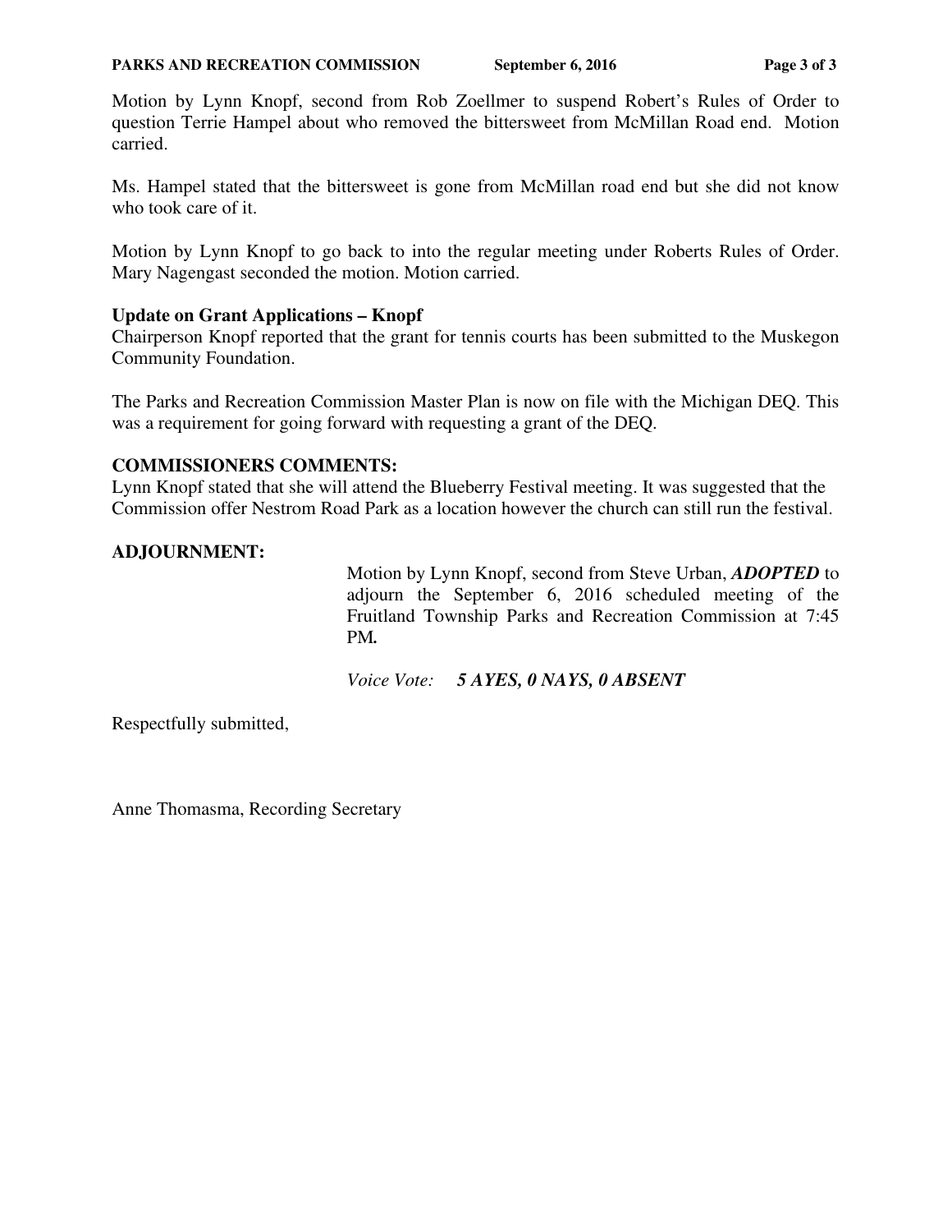Motion by Lynn Knopf, second from Rob Zoellmer to suspend Robert's Rules of Order to question Terrie Hampel about who removed the bittersweet from McMillan Road end. Motion carried.

Ms. Hampel stated that the bittersweet is gone from McMillan road end but she did not know who took care of it.

Motion by Lynn Knopf to go back to into the regular meeting under Roberts Rules of Order. Mary Nagengast seconded the motion. Motion carried.

**Update on Grant Applications – Knopf**

Chairperson Knopf reported that the grant for tennis courts has been submitted to the Muskegon Community Foundation.

The Parks and Recreation Commission Master Plan is now on file with the Michigan DEQ. This was a requirement for going forward with requesting a grant of the DEQ.

## COMMISSIONERS COMMENTS:

Lynn Knopf stated that she will attend the Blueberry Festival meeting. It was suggested that the Commission offer Nestrom Road Park as a location however the church can still run the festival.

## ADJOURNMENT:

Motion by Lynn Knopf, second from Steve Urban, ***ADOPTED*** to adjourn the September 6, 2016 scheduled meeting of the Fruitland Township Parks and Recreation Commission at 7:45 PM.

*Voice Vote:* ***5 AYES, 0 NAYS, 0 ABSENT***

Respectfully submitted,

Anne Thomasma, Recording Secretary